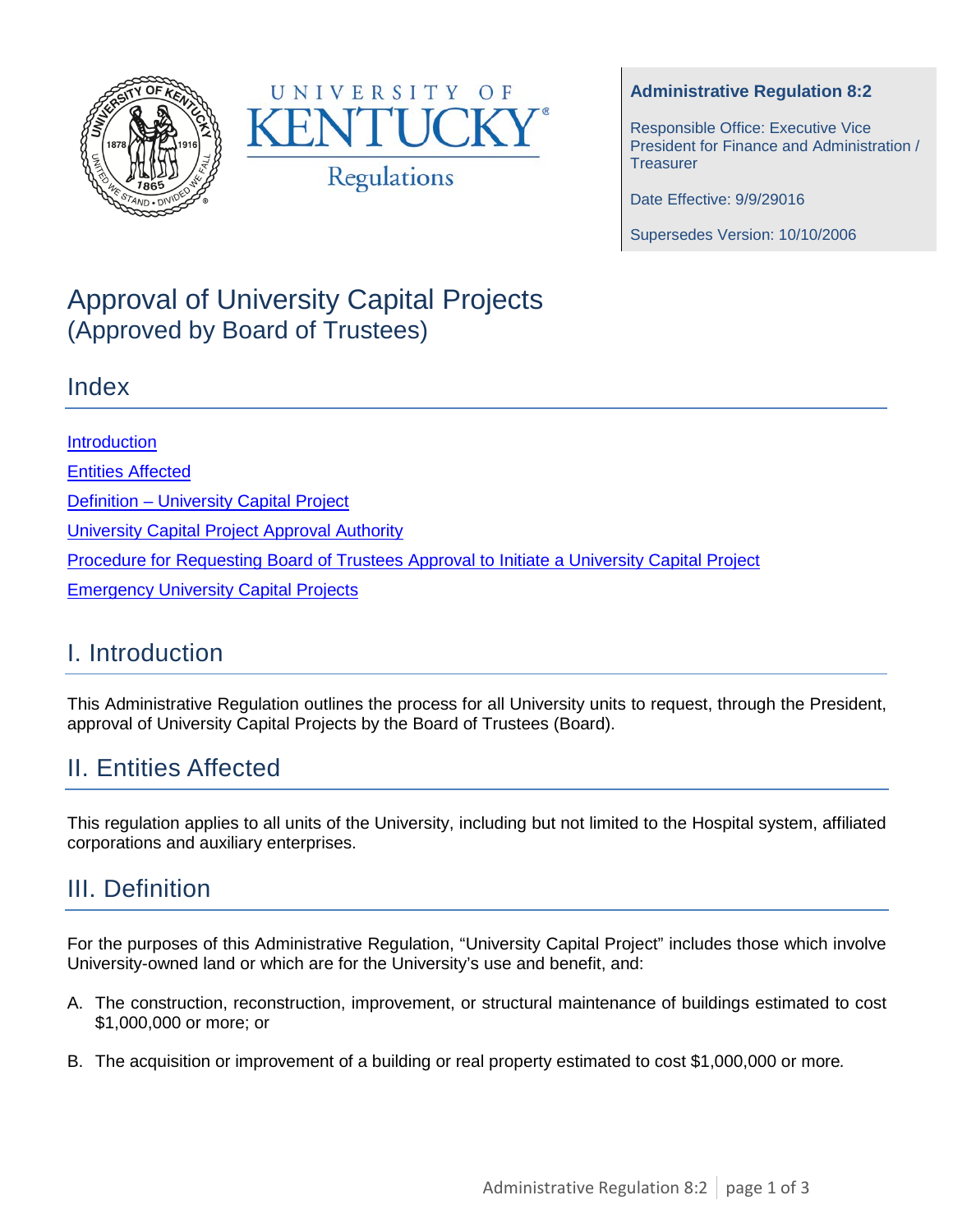UNIVERSITY OF KENTUCKY

Regulations

**Administrative Regulation 8:2**

Responsible Office: Executive Vice President for Finance and Administration / Treasurer

Date Effective: 9/9/29016

Supersedes Version: 10/10/2006

# Approval of University Capital Projects
## (Approved by Board of Trustees)

## Index

[Introduction](#)

[Entities Affected](#)

[Definition – University Capital Project](#)

[University Capital Project Approval Authority](#)

[Procedure for Requesting Board of Trustees Approval to Initiate a University Capital Project](#)

[Emergency University Capital Projects](#)

## I. Introduction

This Administrative Regulation outlines the process for all University units to request, through the President, approval of University Capital Projects by the Board of Trustees (Board).

## II. Entities Affected

This regulation applies to all units of the University, including but not limited to the Hospital system, affiliated corporations and auxiliary enterprises.

## III. Definition

For the purposes of this Administrative Regulation, "University Capital Project" includes those which involve University-owned land or which are for the University's use and benefit, and:

A. The construction, reconstruction, improvement, or structural maintenance of buildings estimated to cost $1,000,000 or more; or

B. The acquisition or improvement of a building or real property estimated to cost $1,000,000 or more.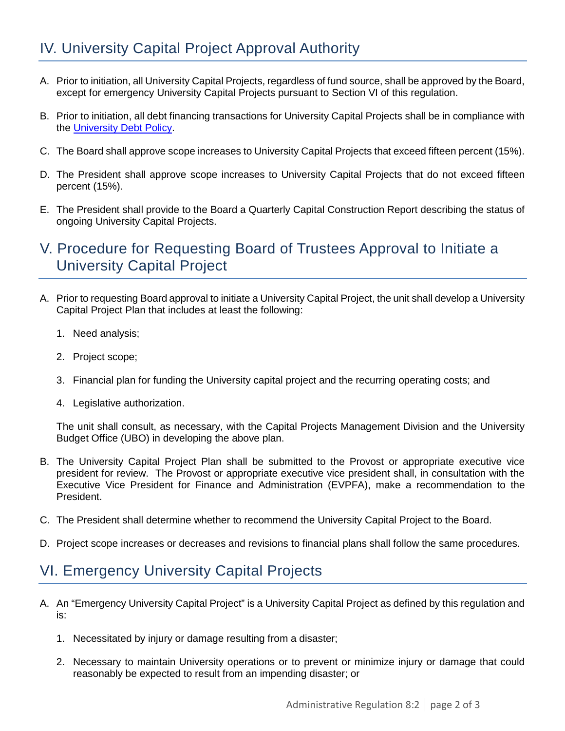## IV. University Capital Project Approval Authority

A. Prior to initiation, all University Capital Projects, regardless of fund source, shall be approved by the Board, except for emergency University Capital Projects pursuant to Section VI of this regulation.

B. Prior to initiation, all debt financing transactions for University Capital Projects shall be in compliance with the University Debt Policy.

C. The Board shall approve scope increases to University Capital Projects that exceed fifteen percent (15%).

D. The President shall approve scope increases to University Capital Projects that do not exceed fifteen percent (15%).

E. The President shall provide to the Board a Quarterly Capital Construction Report describing the status of ongoing University Capital Projects.

## V. Procedure for Requesting Board of Trustees Approval to Initiate a University Capital Project

A. Prior to requesting Board approval to initiate a University Capital Project, the unit shall develop a University Capital Project Plan that includes at least the following:

   1. Need analysis;

   2. Project scope;

   3. Financial plan for funding the University capital project and the recurring operating costs; and

   4. Legislative authorization.

   The unit shall consult, as necessary, with the Capital Projects Management Division and the University Budget Office (UBO) in developing the above plan.

B. The University Capital Project Plan shall be submitted to the Provost or appropriate executive vice president for review. The Provost or appropriate executive vice president shall, in consultation with the Executive Vice President for Finance and Administration (EVPFA), make a recommendation to the President.

C. The President shall determine whether to recommend the University Capital Project to the Board.

D. Project scope increases or decreases and revisions to financial plans shall follow the same procedures.

## VI. Emergency University Capital Projects

A. An "Emergency University Capital Project" is a University Capital Project as defined by this regulation and is:

   1. Necessitated by injury or damage resulting from a disaster;

   2. Necessary to maintain University operations or to prevent or minimize injury or damage that could reasonably be expected to result from an impending disaster; or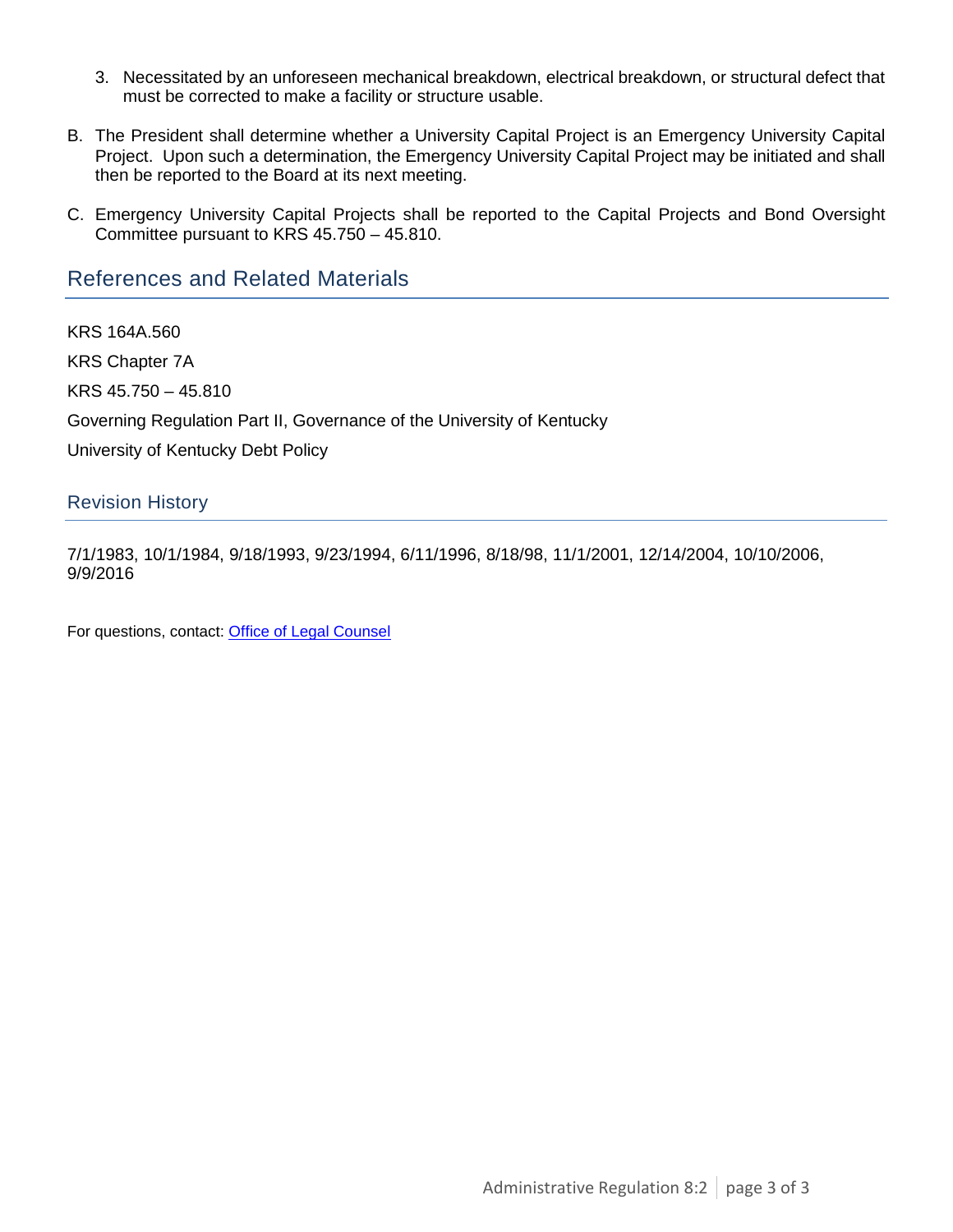3. Necessitated by an unforeseen mechanical breakdown, electrical breakdown, or structural defect that must be corrected to make a facility or structure usable.

B. The President shall determine whether a University Capital Project is an Emergency University Capital Project. Upon such a determination, the Emergency University Capital Project may be initiated and shall then be reported to the Board at its next meeting.

C. Emergency University Capital Projects shall be reported to the Capital Projects and Bond Oversight Committee pursuant to KRS 45.750 – 45.810.

## References and Related Materials

KRS 164A.560

KRS Chapter 7A

KRS 45.750 – 45.810

Governing Regulation Part II, Governance of the University of Kentucky

University of Kentucky Debt Policy

### Revision History

7/1/1983, 10/1/1984, 9/18/1993, 9/23/1994, 6/11/1996, 8/18/98, 11/1/2001, 12/14/2004, 10/10/2006, 9/9/2016

For questions, contact: [Office of Legal Counsel]